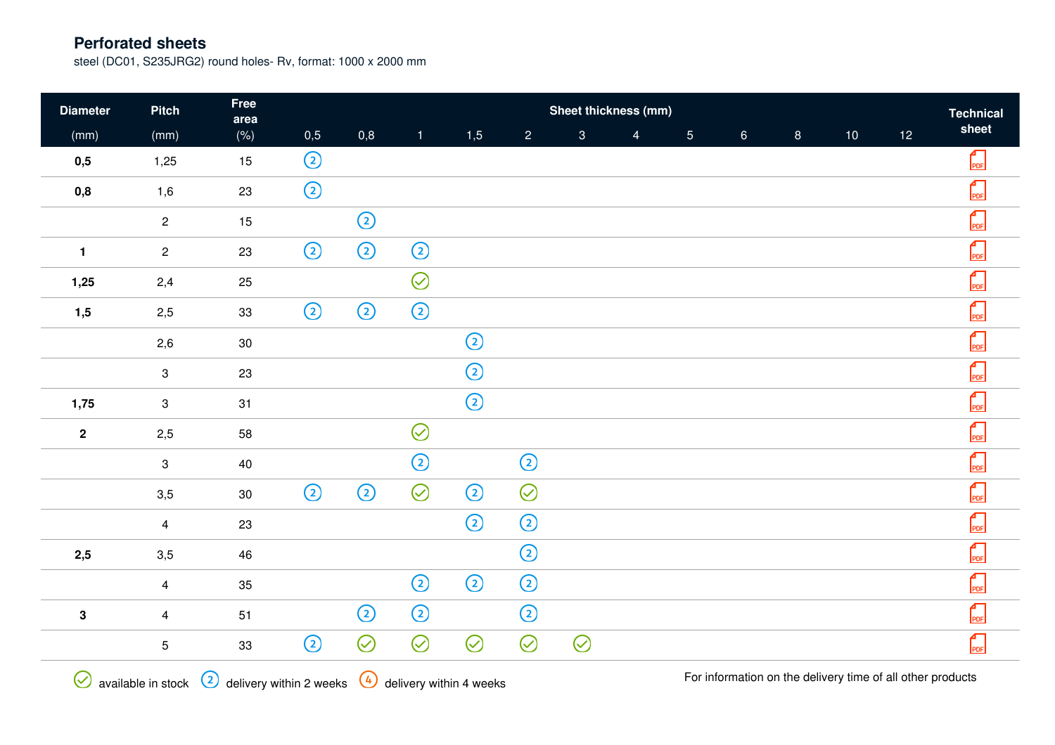# Perforated sheets

steel (DC01, S235JRG2) round holes- Rv, format: 1000 x 2000 mm

| Diameter | Pitch | Free area | Sheet thickness (mm) | | | | | | | | | | | | Technical sheet |
|---|---|---|---|---|---|---|---|---|---|---|---|---|---|---|---|
| (mm) | (mm) | (%) | 0,5 | 0,8 | 1 | 1,5 | 2 | 3 | 4 | 5 | 6 | 8 | 10 | 12 | |
| **0,5** | 1,25 | 15 | ② | | | | | | | | | | | | PDF |
| **0,8** | 1,6 | 23 | ② | | | | | | | | | | | | PDF |
| | 2 | 15 | | ② | | | | | | | | | | | PDF |
| **1** | 2 | 23 | ② | ② | ② | | | | | | | | | | PDF |
| **1,25** | 2,4 | 25 | | | ✓ | | | | | | | | | | PDF |
| **1,5** | 2,5 | 33 | ② | ② | ② | | | | | | | | | | PDF |
| | 2,6 | 30 | | | | ② | | | | | | | | | PDF |
| | 3 | 23 | | | | ② | | | | | | | | | PDF |
| **1,75** | 3 | 31 | | | | ② | | | | | | | | | PDF |
| **2** | 2,5 | 58 | | | ✓ | | | | | | | | | | PDF |
| | 3 | 40 | | | ② | | ② | | | | | | | | PDF |
| | 3,5 | 30 | ② | ② | ✓ | ② | ✓ | | | | | | | | PDF |
| | 4 | 23 | | | | ② | ② | | | | | | | | PDF |
| **2,5** | 3,5 | 46 | | | | | ② | | | | | | | | PDF |
| | 4 | 35 | | | ② | ② | ② | | | | | | | | PDF |
| **3** | 4 | 51 | | ② | ② | | ② | | | | | | | | PDF |
| | 5 | 33 | ② | ✓ | ✓ | ✓ | ✓ | ✓ | | | | | | | PDF |

✓ available in stock ② delivery within 2 weeks ④ delivery within 4 weeks

For information on the delivery time of all other products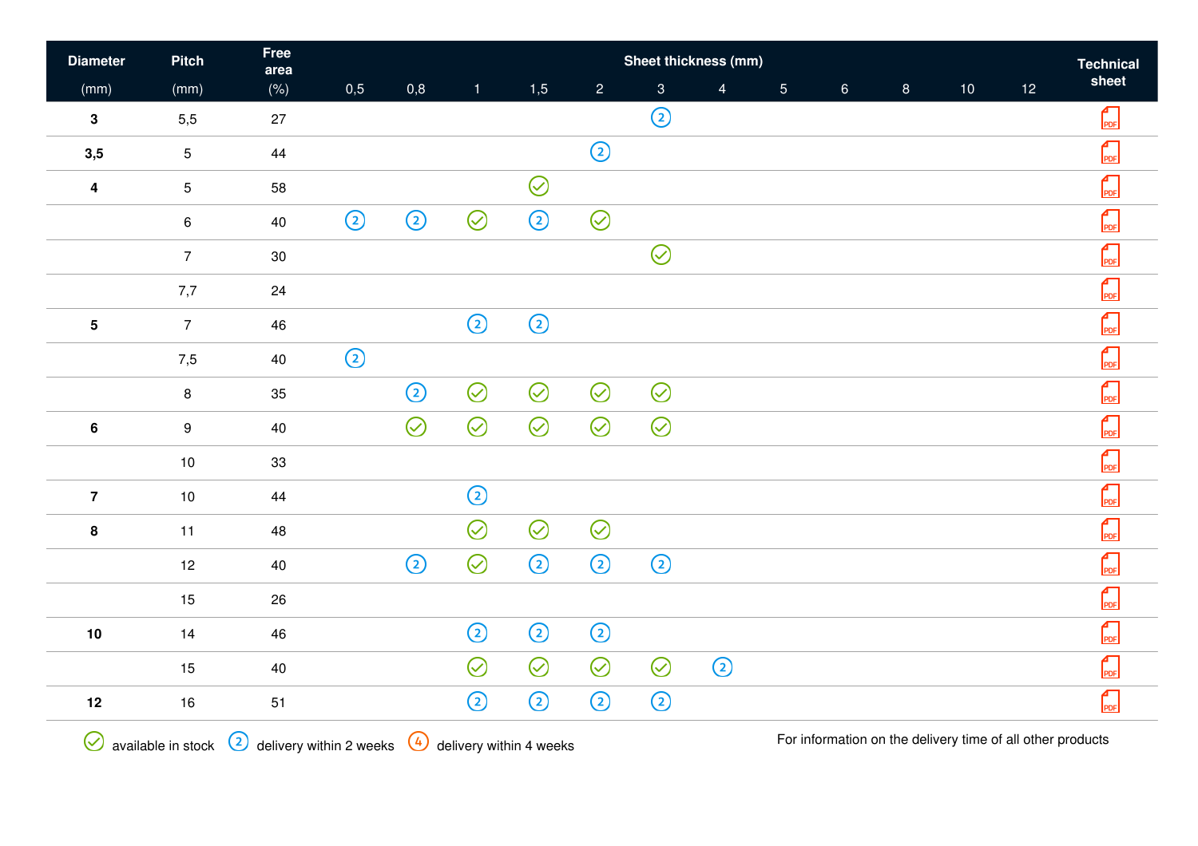| Diameter (mm) | Pitch (mm) | Free area (%) | Sheet thickness (mm) | | | | | | | | | | | | Technical sheet |
|---|---|---|---|---|---|---|---|---|---|---|---|---|---|---|---|
| | | | 0,5 | 0,8 | 1 | 1,5 | 2 | 3 | 4 | 5 | 6 | 8 | 10 | 12 | |
| **3** | 5,5 | 27 | | | | | | 2 | | | | | | | PDF |
| **3,5** | 5 | 44 | | | | | 2 | | | | | | | | PDF |
| **4** | 5 | 58 | | | | ✓ | | | | | | | | | PDF |
| | 6 | 40 | 2 | 2 | ✓ | 2 | ✓ | | | | | | | | PDF |
| | 7 | 30 | | | | | | ✓ | | | | | | | PDF |
| | 7,7 | 24 | | | | | | | | | | | | | PDF |
| **5** | 7 | 46 | | | 2 | 2 | | | | | | | | | PDF |
| | 7,5 | 40 | 2 | | | | | | | | | | | | PDF |
| | 8 | 35 | | 2 | ✓ | ✓ | ✓ | ✓ | | | | | | | PDF |
| **6** | 9 | 40 | | ✓ | ✓ | ✓ | ✓ | ✓ | | | | | | | PDF |
| | 10 | 33 | | | | | | | | | | | | | PDF |
| **7** | 10 | 44 | | | 2 | | | | | | | | | | PDF |
| **8** | 11 | 48 | | | ✓ | ✓ | ✓ | | | | | | | | PDF |
| | 12 | 40 | | 2 | ✓ | 2 | 2 | 2 | | | | | | | PDF |
| | 15 | 26 | | | | | | | | | | | | | PDF |
| **10** | 14 | 46 | | | 2 | 2 | 2 | | | | | | | | PDF |
| | 15 | 40 | | | ✓ | ✓ | ✓ | ✓ | 2 | | | | | | PDF |
| **12** | 16 | 51 | | | 2 | 2 | 2 | 2 | | | | | | | PDF |

✓ available in stock  2 delivery within 2 weeks  4 delivery within 4 weeks

For information on the delivery time of all other products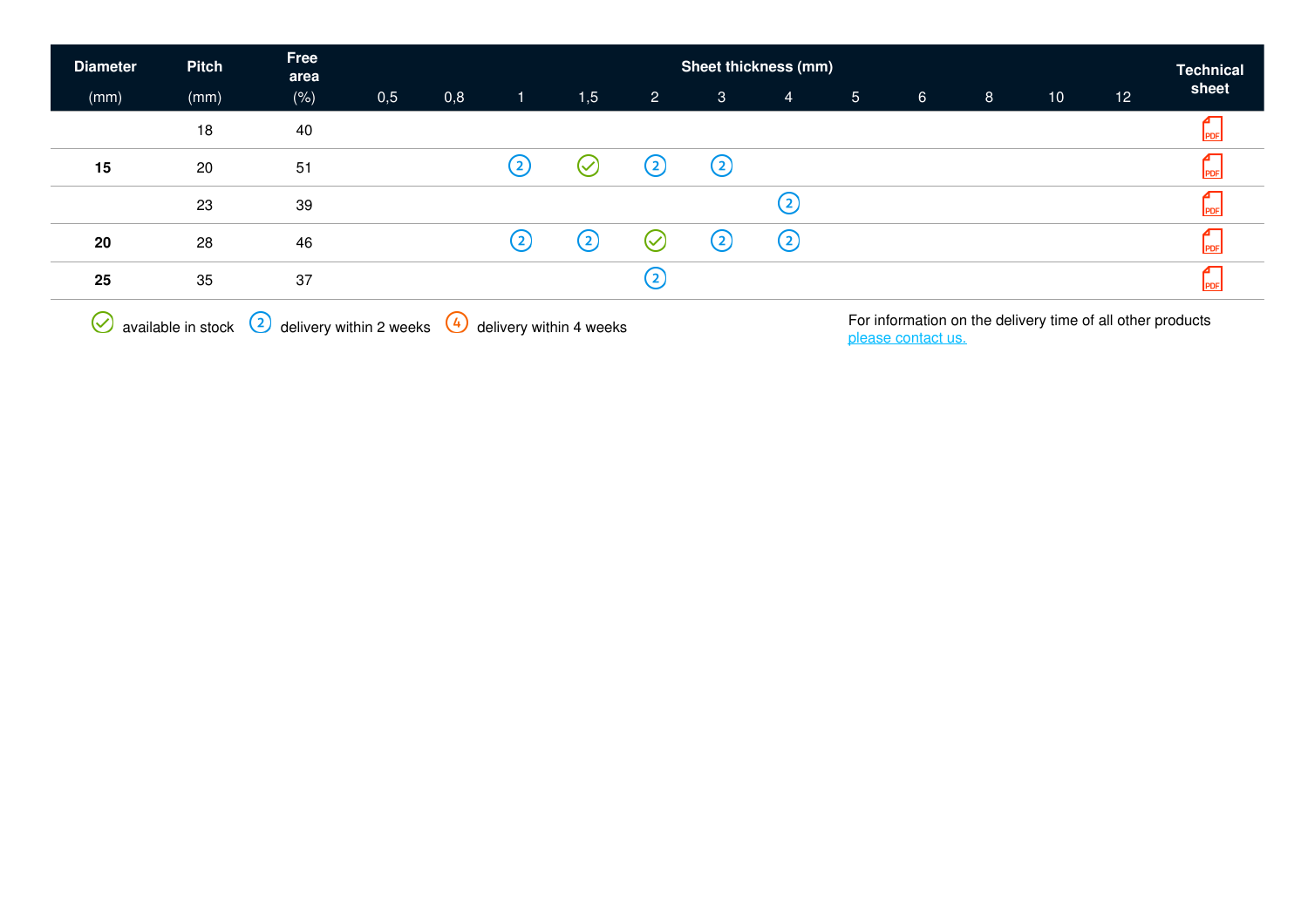| Diameter (mm) | Pitch (mm) | Free area (%) | Sheet thickness (mm) 0,5 | 0,8 | 1 | 1,5 | 2 | 3 | 4 | 5 | 6 | 8 | 10 | 12 | Technical sheet |
|---|---|---|---|---|---|---|---|---|---|---|---|---|---|---|---|
| | 18 | 40 | | | | | | | | | | | | | PDF |
| **15** | 20 | 51 | | | ② | ✓ | ② | ② | | | | | | | PDF |
| | 23 | 39 | | | | | | | ② | | | | | | PDF |
| **20** | 28 | 46 | | | ② | ② | ✓ | ② | ② | | | | | | PDF |
| **25** | 35 | 37 | | | | | ② | | | | | | | | PDF |

✓ available in stock ② delivery within 2 weeks ④ delivery within 4 weeks

For information on the delivery time of all other products please contact us.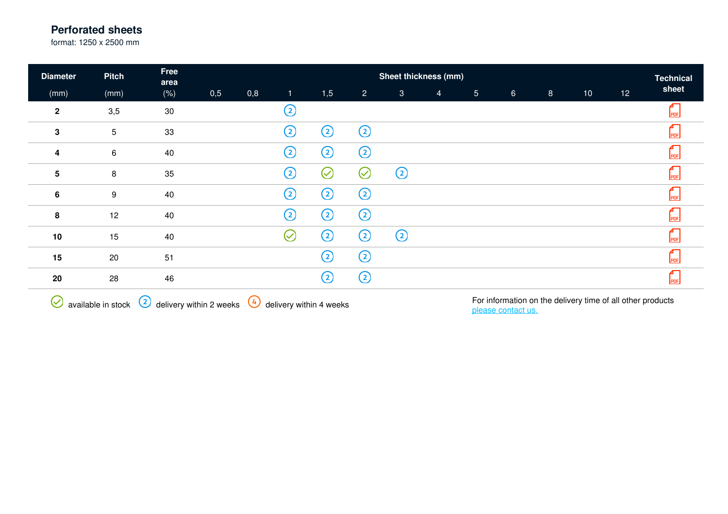## Perforated sheets

format: 1250 x 2500 mm

| Diameter (mm) | Pitch (mm) | Free area (%) | Sheet thickness (mm) 0,5 | 0,8 | 1 | 1,5 | 2 | 3 | 4 | 5 | 6 | 8 | 10 | 12 | Technical sheet |
|---|---|---|---|---|---|---|---|---|---|---|---|---|---|---|---|
| **2** | 3,5 | 30 | | | ② | | | | | | | | | | PDF |
| **3** | 5 | 33 | | | ② | ② | ② | | | | | | | | PDF |
| **4** | 6 | 40 | | | ② | ② | ② | | | | | | | | PDF |
| **5** | 8 | 35 | | | ② | ✓ | ✓ | ② | | | | | | | PDF |
| **6** | 9 | 40 | | | ② | ② | ② | | | | | | | | PDF |
| **8** | 12 | 40 | | | ② | ② | ② | | | | | | | | PDF |
| **10** | 15 | 40 | | | ✓ | ② | ② | ② | | | | | | | PDF |
| **15** | 20 | 51 | | | | ② | ② | | | | | | | | PDF |
| **20** | 28 | 46 | | | | ② | ② | | | | | | | | PDF |

✓ available in stock ② delivery within 2 weeks ④ delivery within 4 weeks

For information on the delivery time of all other products please contact us.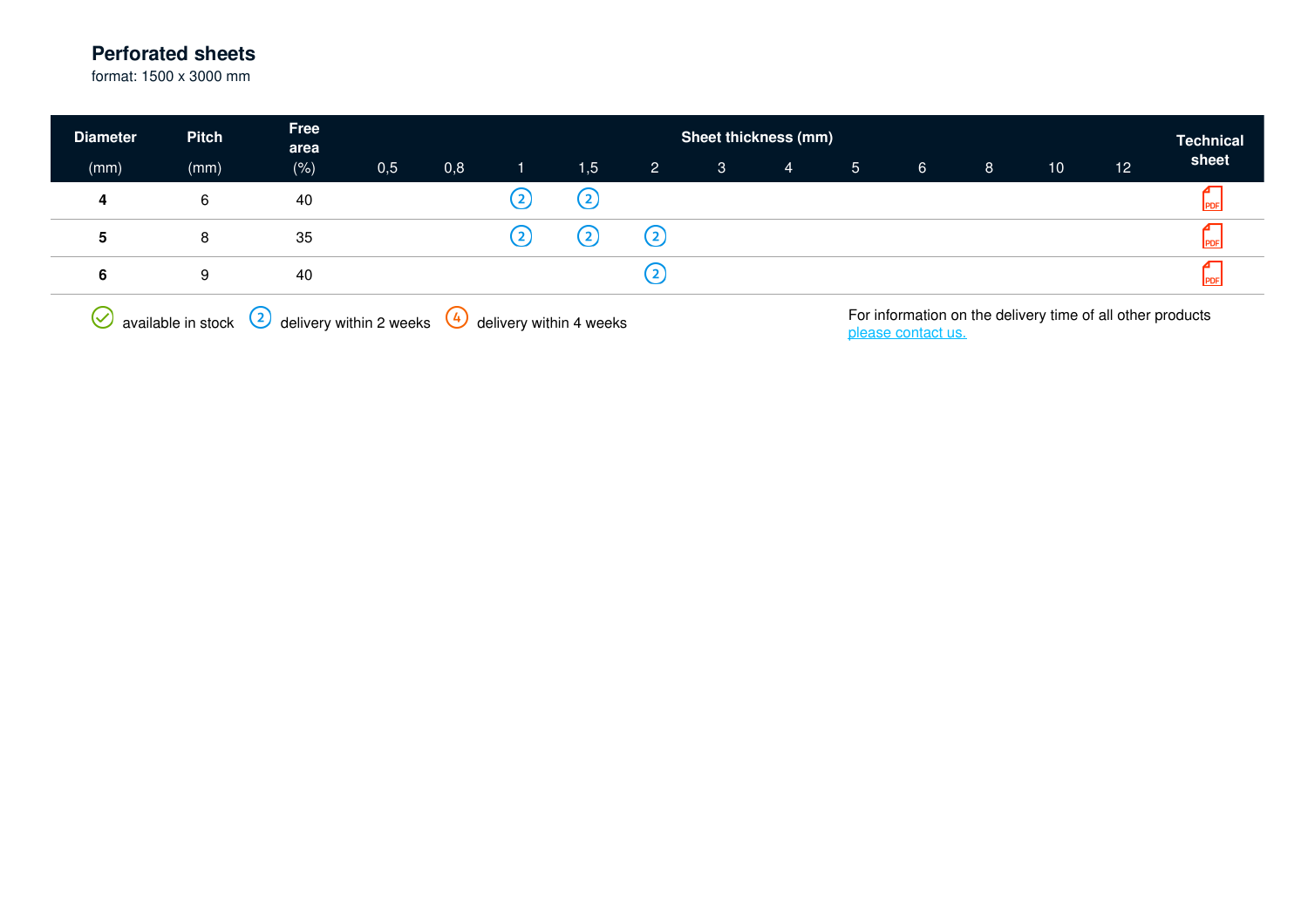# Perforated sheets

format: 1500 x 3000 mm

| Diameter (mm) | Pitch (mm) | Free area (%) | Sheet thickness (mm) | | | | | | | | | | | | Technical sheet |
|---|---|---|---|---|---|---|---|---|---|---|---|---|---|---|---|
| | | | 0,5 | 0,8 | 1 | 1,5 | 2 | 3 | 4 | 5 | 6 | 8 | 10 | 12 | |
| **4** | 6 | 40 | | | ② | ② | | | | | | | | | PDF |
| **5** | 8 | 35 | | | ② | ② | ② | | | | | | | | PDF |
| **6** | 9 | 40 | | | | | ② | | | | | | | | PDF |

✓ available in stock ② delivery within 2 weeks ④ delivery within 4 weeks

For information on the delivery time of all other products please contact us.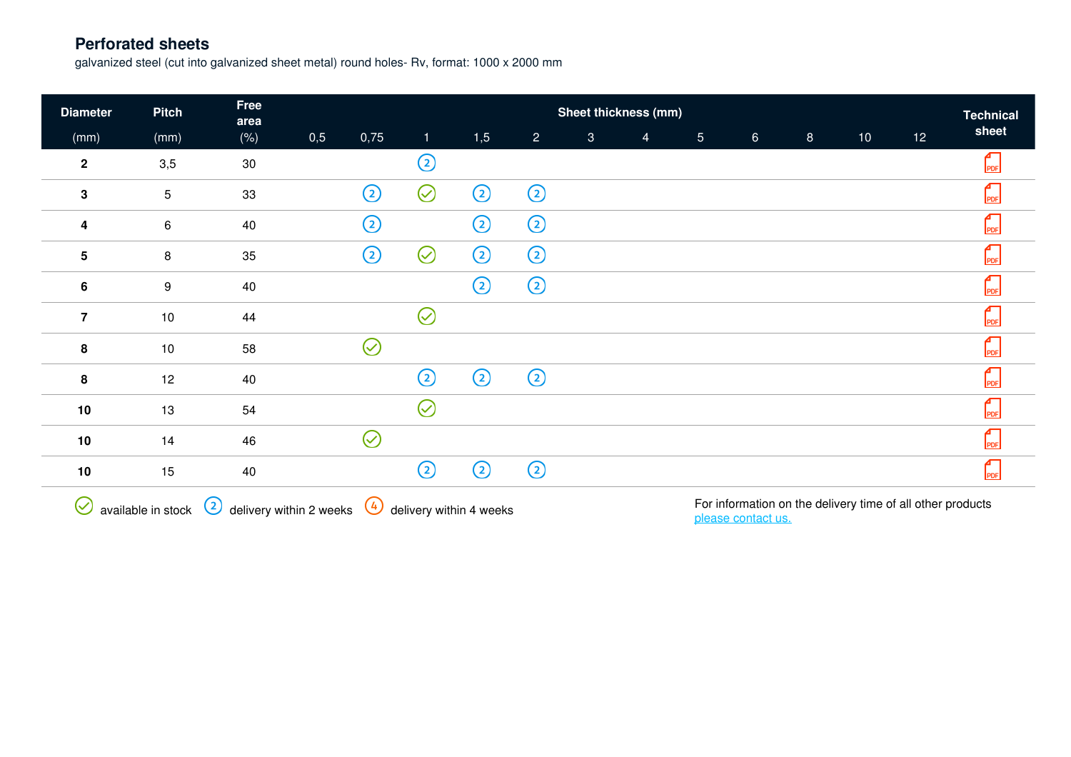## Perforated sheets

galvanized steel (cut into galvanized sheet metal) round holes- Rv, format: 1000 x 2000 mm

| Diameter (mm) | Pitch (mm) | Free area (%) | Sheet thickness (mm) | | | | | | | | | | | | Technical sheet |
|---|---|---|---|---|---|---|---|---|---|---|---|---|---|---|---|
| | | | 0,5 | 0,75 | 1 | 1,5 | 2 | 3 | 4 | 5 | 6 | 8 | 10 | 12 | |
| **2** | 3,5 | 30 | | | ② | | | | | | | | | | PDF |
| **3** | 5 | 33 | | ② | ✓ | ② | ② | | | | | | | | PDF |
| **4** | 6 | 40 | | ② | | ② | ② | | | | | | | | PDF |
| **5** | 8 | 35 | | ② | ✓ | ② | ② | | | | | | | | PDF |
| **6** | 9 | 40 | | | | ② | ② | | | | | | | | PDF |
| **7** | 10 | 44 | | | ✓ | | | | | | | | | | PDF |
| **8** | 10 | 58 | | ✓ | | | | | | | | | | | PDF |
| **8** | 12 | 40 | | | ② | ② | ② | | | | | | | | PDF |
| **10** | 13 | 54 | | | ✓ | | | | | | | | | | PDF |
| **10** | 14 | 46 | | ✓ | | | | | | | | | | | PDF |
| **10** | 15 | 40 | | | ② | ② | ② | | | | | | | | PDF |

✓ available in stock ② delivery within 2 weeks ④ delivery within 4 weeks

For information on the delivery time of all other products please contact us.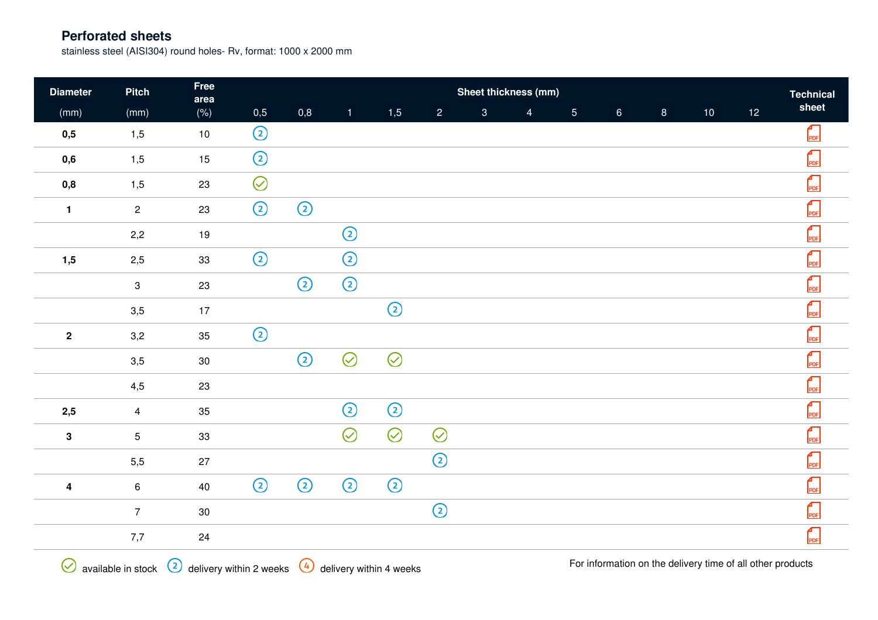## Perforated sheets

stainless steel (AISI304) round holes- Rv, format: 1000 x 2000 mm

| Diameter (mm) | Pitch (mm) | Free area (%) | Sheet thickness (mm) 0,5 | 0,8 | 1 | 1,5 | 2 | 3 | 4 | 5 | 6 | 8 | 10 | 12 | Technical sheet |
|---|---|---|---|---|---|---|---|---|---|---|---|---|---|---|---|
| **0,5** | 1,5 | 10 | 2 | | | | | | | | | | | | PDF |
| **0,6** | 1,5 | 15 | 2 | | | | | | | | | | | | PDF |
| **0,8** | 1,5 | 23 | ✓ | | | | | | | | | | | | PDF |
| **1** | 2 | 23 | 2 | 2 | | | | | | | | | | | PDF |
| | 2,2 | 19 | | | 2 | | | | | | | | | | PDF |
| **1,5** | 2,5 | 33 | 2 | | 2 | | | | | | | | | | PDF |
| | 3 | 23 | | 2 | 2 | | | | | | | | | | PDF |
| | 3,5 | 17 | | | | 2 | | | | | | | | | PDF |
| **2** | 3,2 | 35 | 2 | | | | | | | | | | | | PDF |
| | 3,5 | 30 | | 2 | ✓ | ✓ | | | | | | | | | PDF |
| | 4,5 | 23 | | | | | | | | | | | | | PDF |
| **2,5** | 4 | 35 | | | 2 | 2 | | | | | | | | | PDF |
| **3** | 5 | 33 | | | ✓ | ✓ | ✓ | | | | | | | | PDF |
| | 5,5 | 27 | | | | | 2 | | | | | | | | PDF |
| **4** | 6 | 40 | 2 | 2 | 2 | 2 | | | | | | | | | PDF |
| | 7 | 30 | | | | | 2 | | | | | | | | PDF |
| | 7,7 | 24 | | | | | | | | | | | | | PDF |

✓ available in stock  2 delivery within 2 weeks  4 delivery within 4 weeks

For information on the delivery time of all other products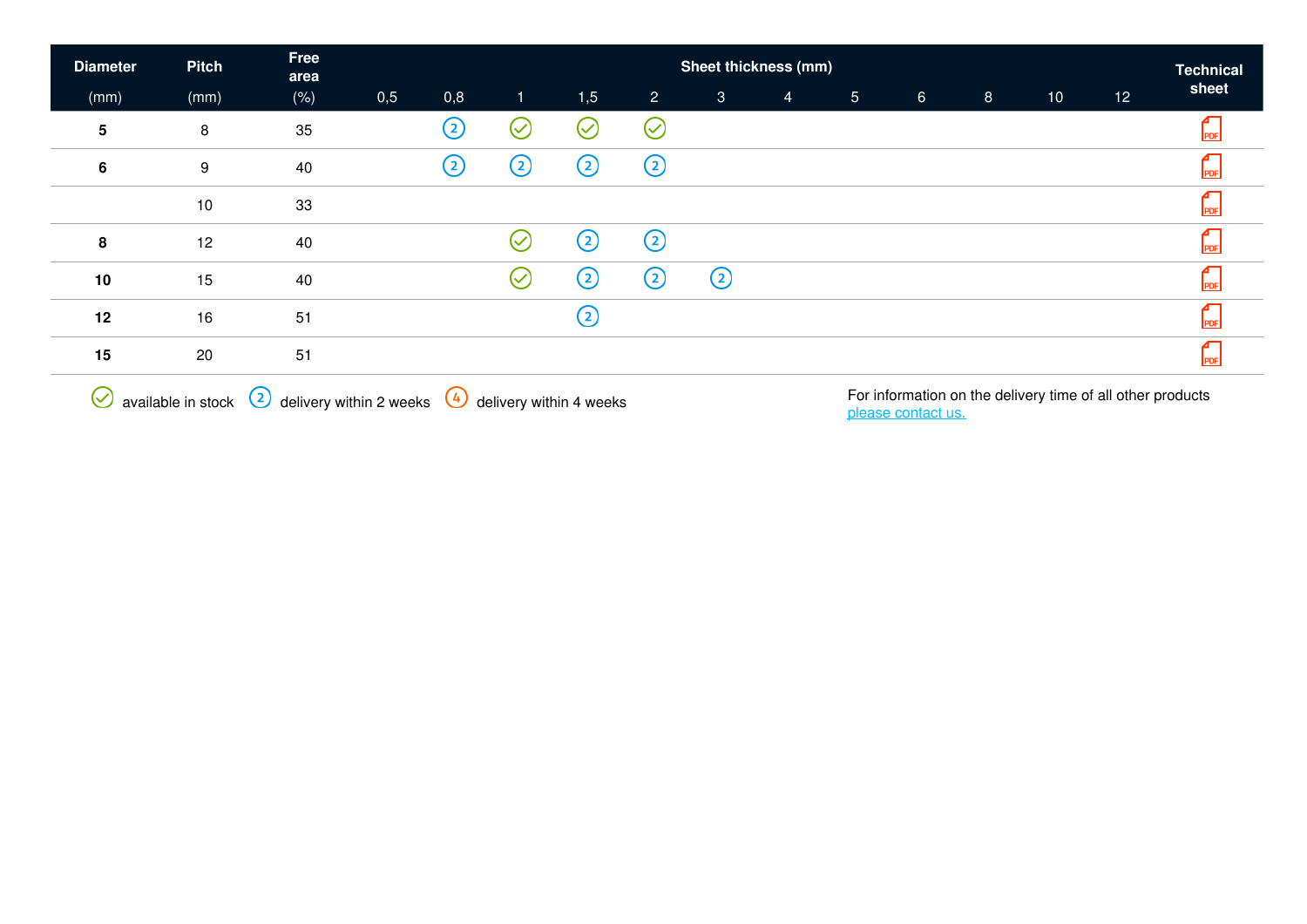| Diameter (mm) | Pitch (mm) | Free area (%) | Sheet thickness (mm) 0,5 | 0,8 | 1 | 1,5 | 2 | 3 | 4 | 5 | 6 | 8 | 10 | 12 | Technical sheet |
|---|---|---|---|---|---|---|---|---|---|---|---|---|---|---|---|
| **5** | 8 | 35 | | 2 | ✓ | ✓ | ✓ | | | | | | | | PDF |
| **6** | 9 | 40 | | 2 | 2 | 2 | 2 | | | | | | | | PDF |
| | 10 | 33 | | | | | | | | | | | | | PDF |
| **8** | 12 | 40 | | | ✓ | 2 | 2 | | | | | | | | PDF |
| **10** | 15 | 40 | | | ✓ | 2 | 2 | 2 | | | | | | | PDF |
| **12** | 16 | 51 | | | | 2 | | | | | | | | | PDF |
| **15** | 20 | 51 | | | | | | | | | | | | | PDF |

✓ available in stock   2 delivery within 2 weeks   4 delivery within 4 weeks

For information on the delivery time of all other products please contact us.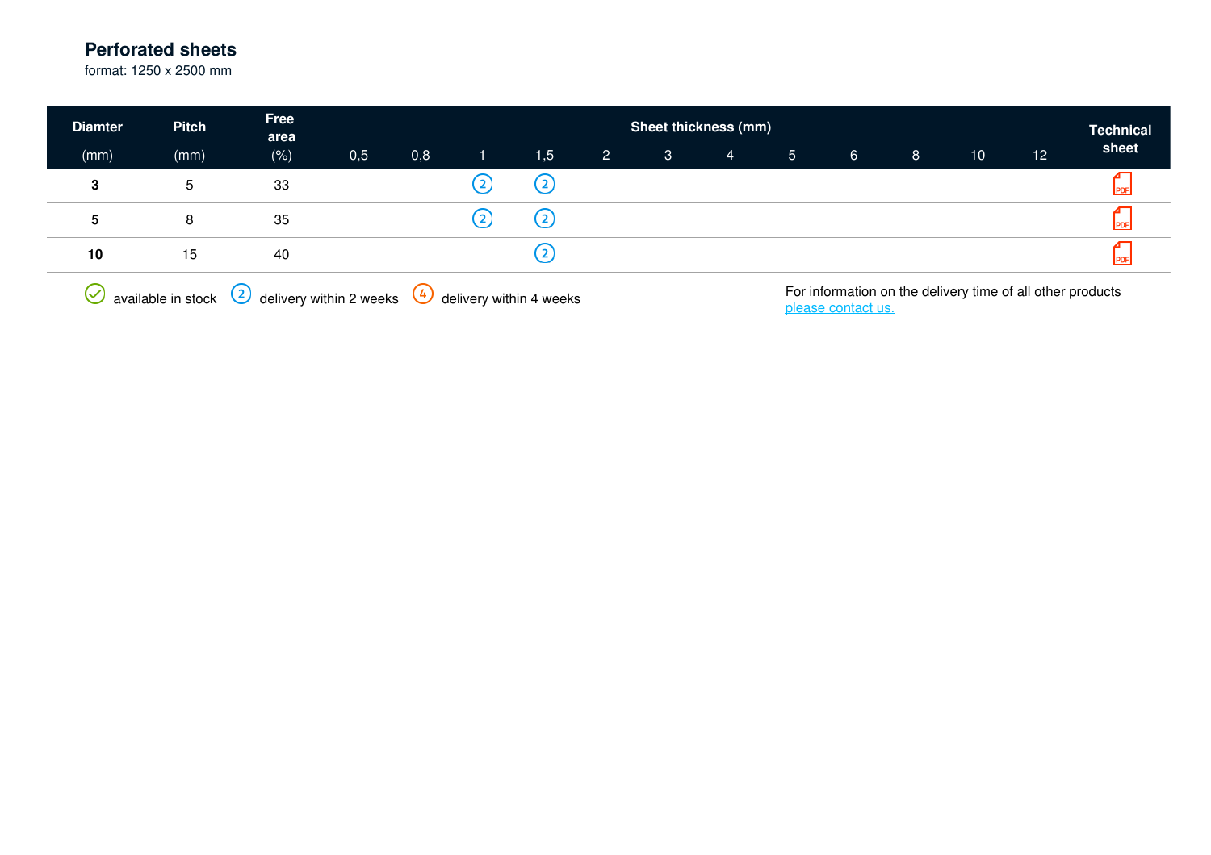## Perforated sheets

format: 1250 x 2500 mm

| Diamter (mm) | Pitch (mm) | Free area (%) | Sheet thickness (mm) 0,5 | 0,8 | 1 | 1,5 | 2 | 3 | 4 | 5 | 6 | 8 | 10 | 12 | Technical sheet |
|---|---|---|---|---|---|---|---|---|---|---|---|---|---|---|---|
| **3** | 5 | 33 | | | 2 | 2 | | | | | | | | | PDF |
| **5** | 8 | 35 | | | 2 | 2 | | | | | | | | | PDF |
| **10** | 15 | 40 | | | | 2 | | | | | | | | | PDF |

✓ available in stock  ② delivery within 2 weeks  ④ delivery within 4 weeks

For information on the delivery time of all other products please contact us.